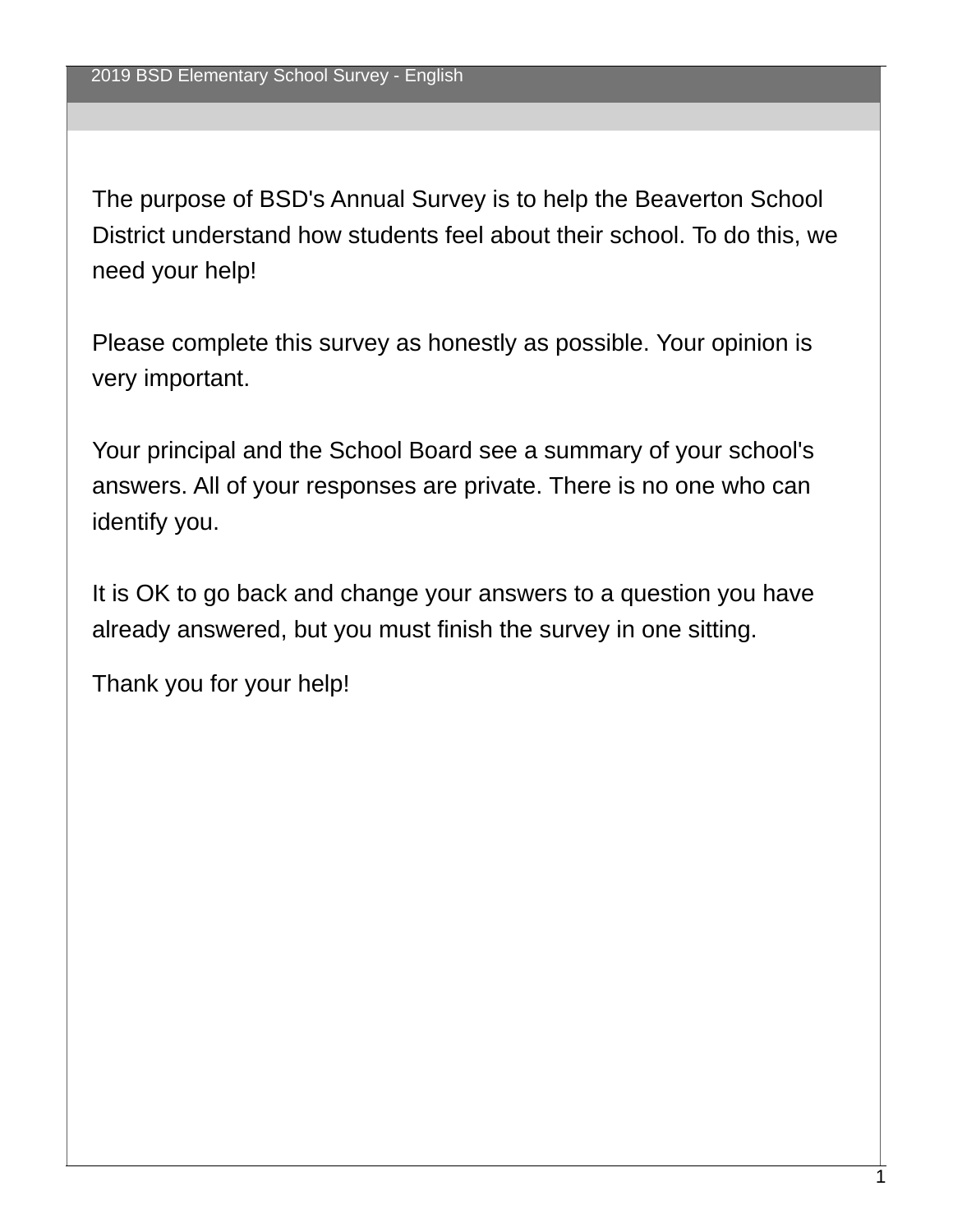# 2019 BSD Elementary School Survey - English

The purpose of BSD's Annual Survey is to help the Beaverton School District understand how students feel about their school. To do this, we need your help!

Please complete this survey as honestly as possible. Your opinion is very important.

Your principal and the School Board see a summary of your school's answers. All of your responses are private. There is no one who can identify you.

It is OK to go back and change your answers to a question you have already answered, but you must finish the survey in one sitting.

Thank you for your help!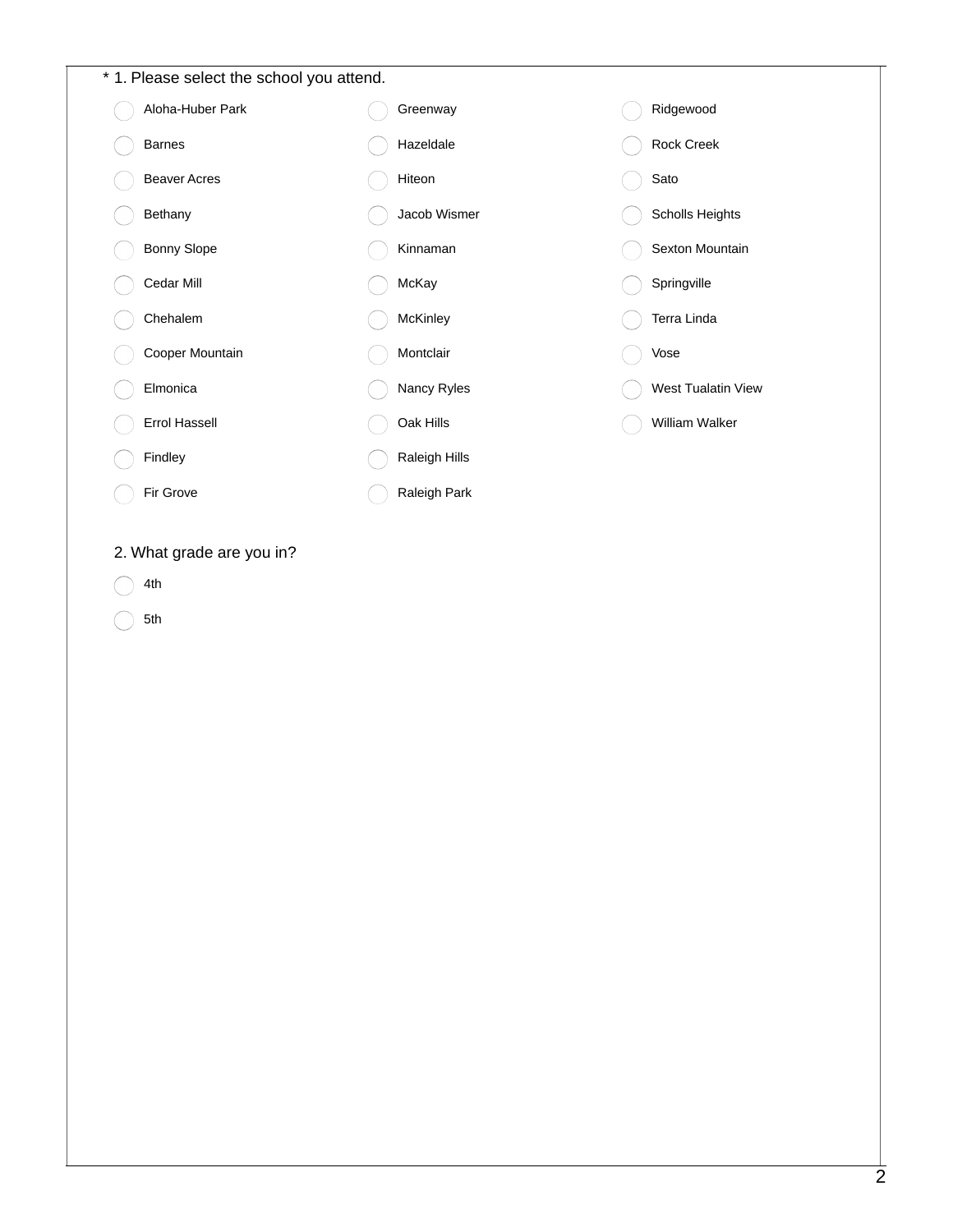\* 1. Please select the school you attend.

- Aloha-Huber Park
- Barnes
- Beaver Acres
- Bethany
- Bonny Slope
- Cedar Mill
- Chehalem
- Cooper Mountain
- Elmonica
- Errol Hassell
- Findley
- Fir Grove
- Greenway
- Hazeldale
- Hiteon
- Jacob Wismer
- Kinnaman
- McKay
- McKinley
- Montclair
- Nancy Ryles
- Oak Hills
- Raleigh Hills
- Raleigh Park
- Ridgewood
- Rock Creek
- Sato
- Scholls Heights
- Sexton Mountain
- Springville
- Terra Linda
- Vose
- West Tualatin View
- William Walker

2. What grade are you in?

- 4th
- 5th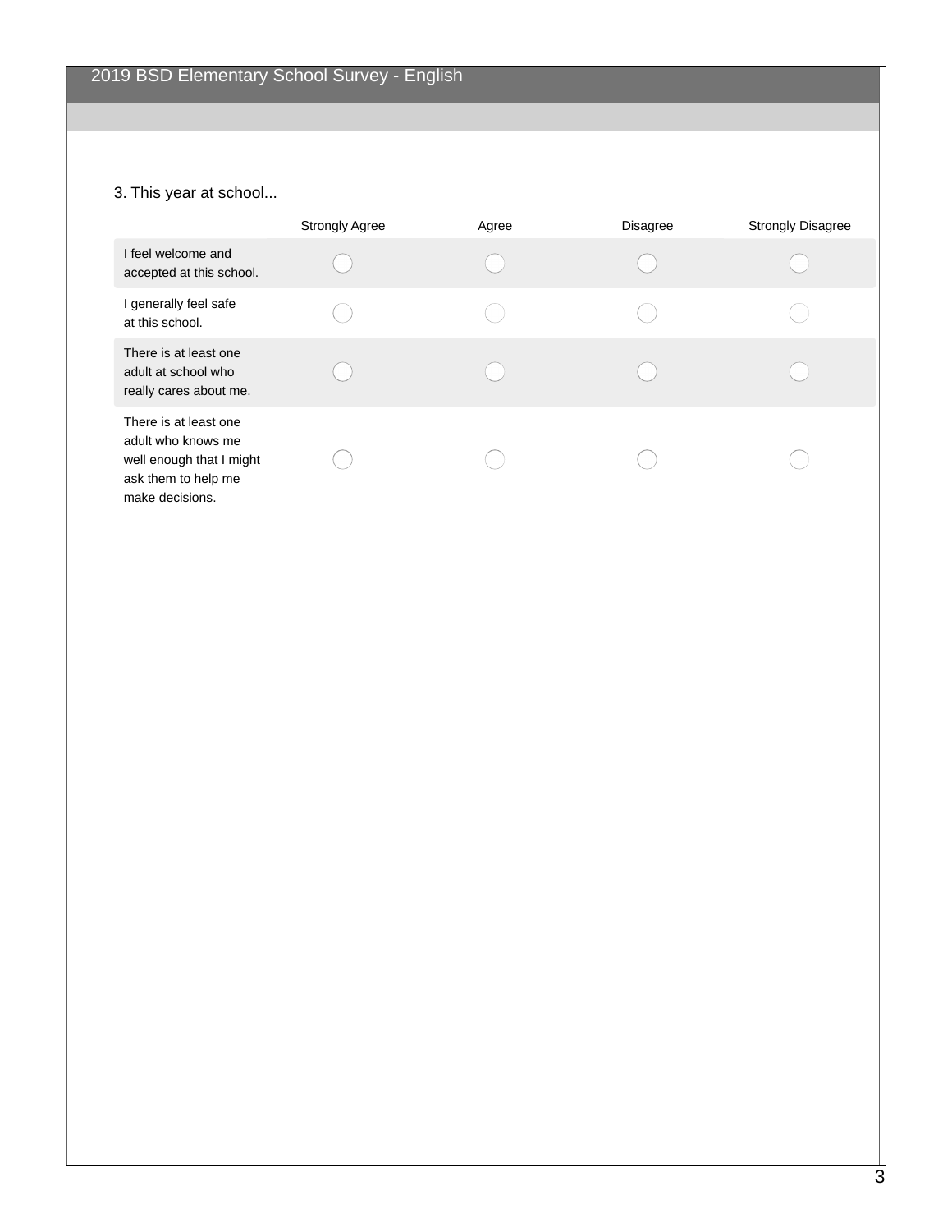## 3. This year at school...

| | Strongly Agree | Agree | Disagree | Strongly Disagree |
|---|---|---|---|---|
| I feel welcome and accepted at this school. | ◯ | ◯ | ◯ | ◯ |
| I generally feel safe at this school. | ◯ | ◯ | ◯ | ◯ |
| There is at least one adult at school who really cares about me. | ◯ | ◯ | ◯ | ◯ |
| There is at least one adult who knows me well enough that I might ask them to help me make decisions. | ◯ | ◯ | ◯ | ◯ |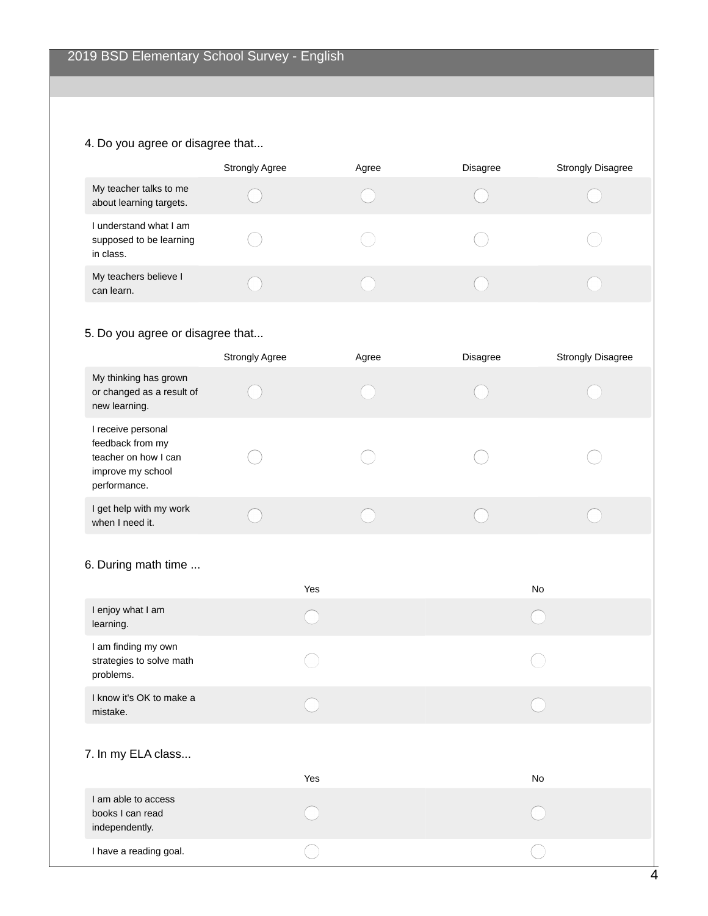2019 BSD Elementary School Survey - English

4. Do you agree or disagree that...

| | Strongly Agree | Agree | Disagree | Strongly Disagree |
|---|---|---|---|---|
| My teacher talks to me about learning targets. | ◯ | ◯ | ◯ | ◯ |
| I understand what I am supposed to be learning in class. | ◯ | ◯ | ◯ | ◯ |
| My teachers believe I can learn. | ◯ | ◯ | ◯ | ◯ |

5. Do you agree or disagree that...

| | Strongly Agree | Agree | Disagree | Strongly Disagree |
|---|---|---|---|---|
| My thinking has grown or changed as a result of new learning. | ◯ | ◯ | ◯ | ◯ |
| I receive personal feedback from my teacher on how I can improve my school performance. | ◯ | ◯ | ◯ | ◯ |
| I get help with my work when I need it. | ◯ | ◯ | ◯ | ◯ |

6. During math time ...

| | Yes | No |
|---|---|---|
| I enjoy what I am learning. | ◯ | ◯ |
| I am finding my own strategies to solve math problems. | ◯ | ◯ |
| I know it's OK to make a mistake. | ◯ | ◯ |

7. In my ELA class...

| | Yes | No |
|---|---|---|
| I am able to access books I can read independently. | ◯ | ◯ |
| I have a reading goal. | ◯ | ◯ |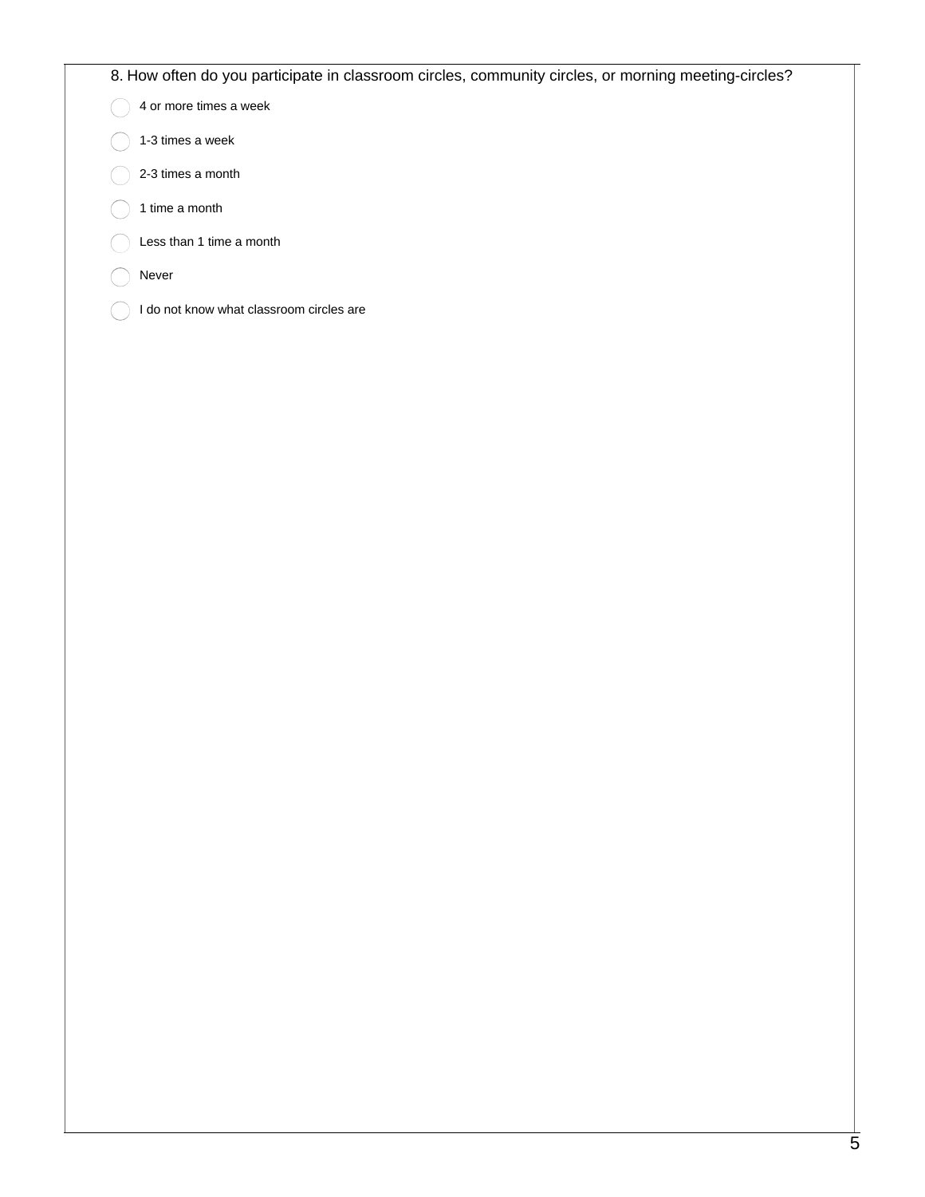8. How often do you participate in classroom circles, community circles, or morning meeting-circles?

- ◯ 4 or more times a week
- ◯ 1-3 times a week
- ◯ 2-3 times a month
- ◯ 1 time a month
- ◯ Less than 1 time a month
- ◯ Never
- ◯ I do not know what classroom circles are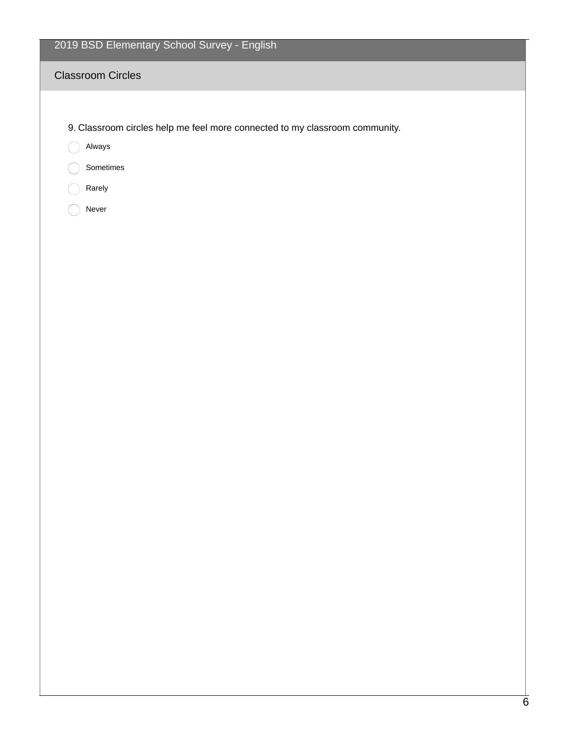# 2019 BSD Elementary School Survey - English

## Classroom Circles

9. Classroom circles help me feel more connected to my classroom community.

- ○ Always
- ○ Sometimes
- ○ Rarely
- ○ Never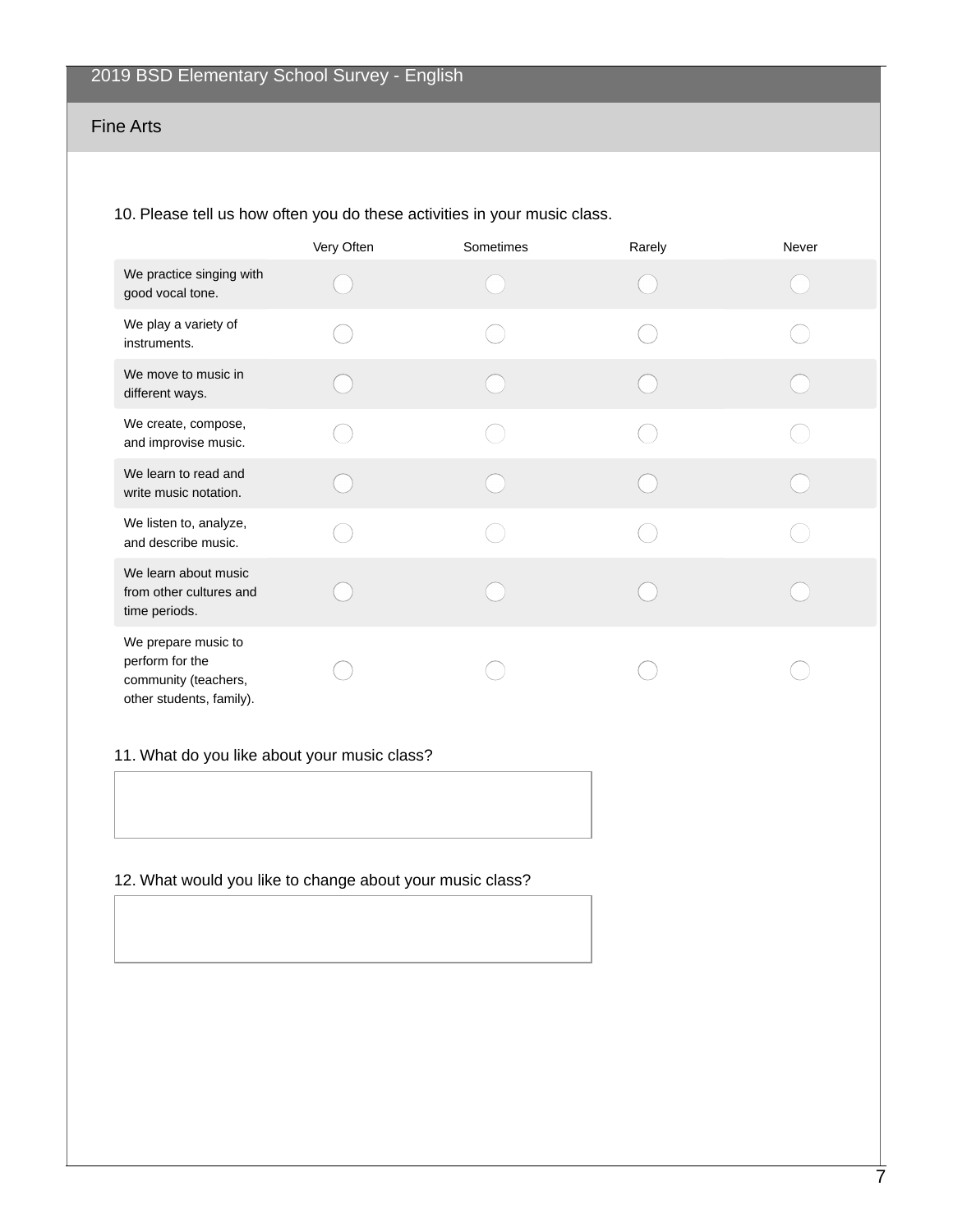# Fine Arts

10. Please tell us how often you do these activities in your music class.

| | Very Often | Sometimes | Rarely | Never |
|---|---|---|---|---|
| We practice singing with good vocal tone. | ◯ | ◯ | ◯ | ◯ |
| We play a variety of instruments. | ◯ | ◯ | ◯ | ◯ |
| We move to music in different ways. | ◯ | ◯ | ◯ | ◯ |
| We create, compose, and improvise music. | ◯ | ◯ | ◯ | ◯ |
| We learn to read and write music notation. | ◯ | ◯ | ◯ | ◯ |
| We listen to, analyze, and describe music. | ◯ | ◯ | ◯ | ◯ |
| We learn about music from other cultures and time periods. | ◯ | ◯ | ◯ | ◯ |
| We prepare music to perform for the community (teachers, other students, family). | ◯ | ◯ | ◯ | ◯ |

11. What do you like about your music class?

12. What would you like to change about your music class?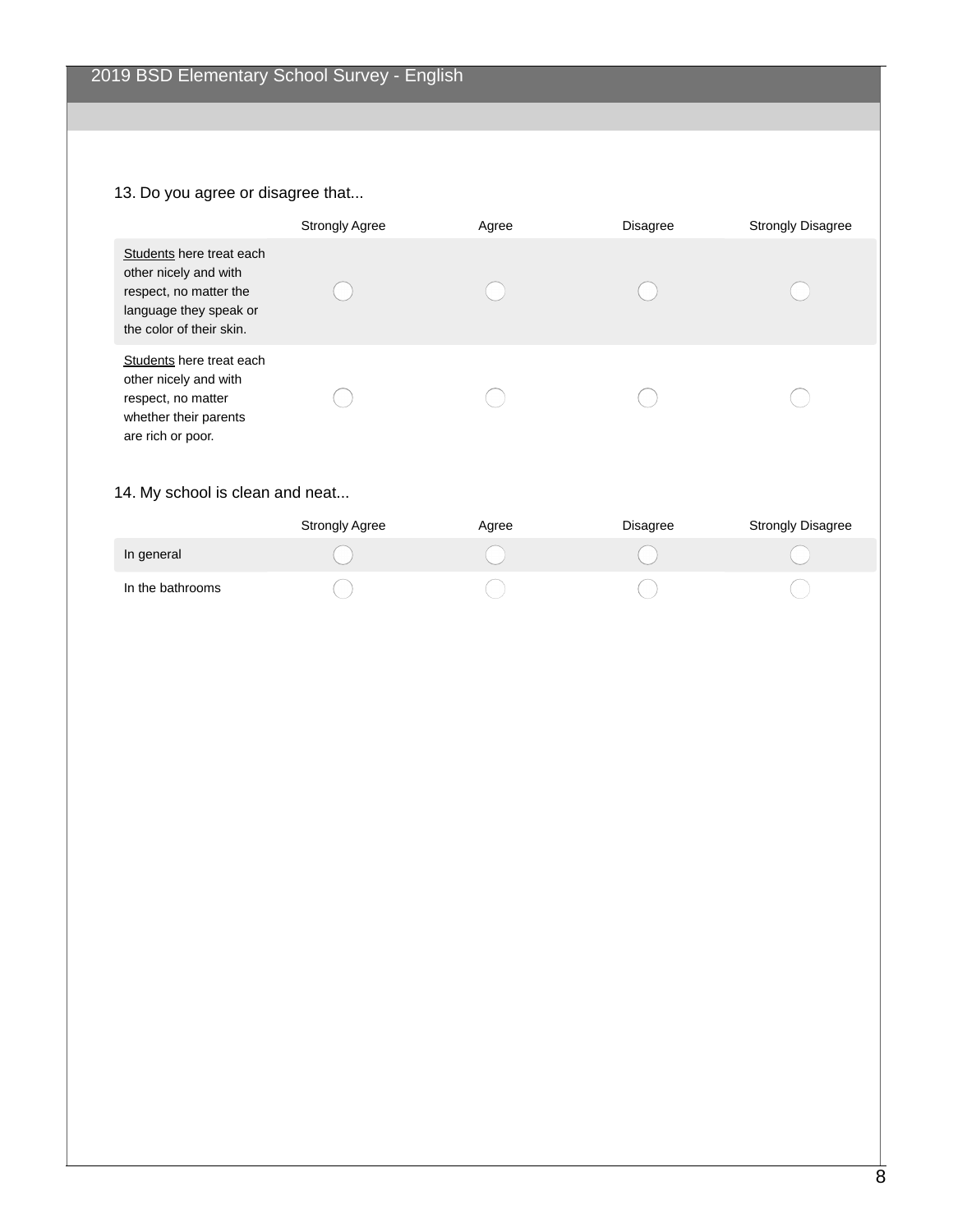13. Do you agree or disagree that...

| | Strongly Agree | Agree | Disagree | Strongly Disagree |
|---|---|---|---|---|
| <u>Students</u> here treat each other nicely and with respect, no matter the language they speak or the color of their skin. | ◯ | ◯ | ◯ | ◯ |
| <u>Students</u> here treat each other nicely and with respect, no matter whether their parents are rich or poor. | ◯ | ◯ | ◯ | ◯ |

14. My school is clean and neat...

| | Strongly Agree | Agree | Disagree | Strongly Disagree |
|---|---|---|---|---|
| In general | ◯ | ◯ | ◯ | ◯ |
| In the bathrooms | ◯ | ◯ | ◯ | ◯ |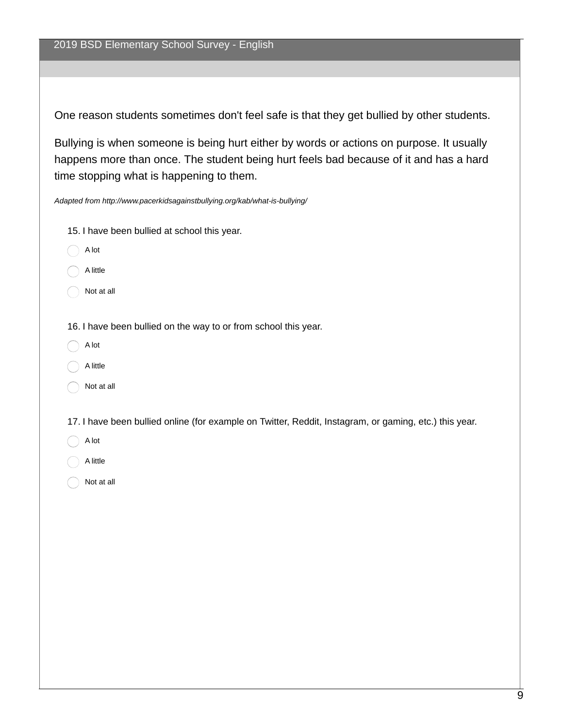One reason students sometimes don't feel safe is that they get bullied by other students.

Bullying is when someone is being hurt either by words or actions on purpose. It usually happens more than once. The student being hurt feels bad because of it and has a hard time stopping what is happening to them.

*Adapted from http://www.pacerkidsagainstbullying.org/kab/what-is-bullying/*

15. I have been bullied at school this year.

- ◯ A lot
- ◯ A little
- ◯ Not at all

16. I have been bullied on the way to or from school this year.

- ◯ A lot
- ◯ A little
- ◯ Not at all

17. I have been bullied online (for example on Twitter, Reddit, Instagram, or gaming, etc.) this year.

- ◯ A lot
- ◯ A little
- ◯ Not at all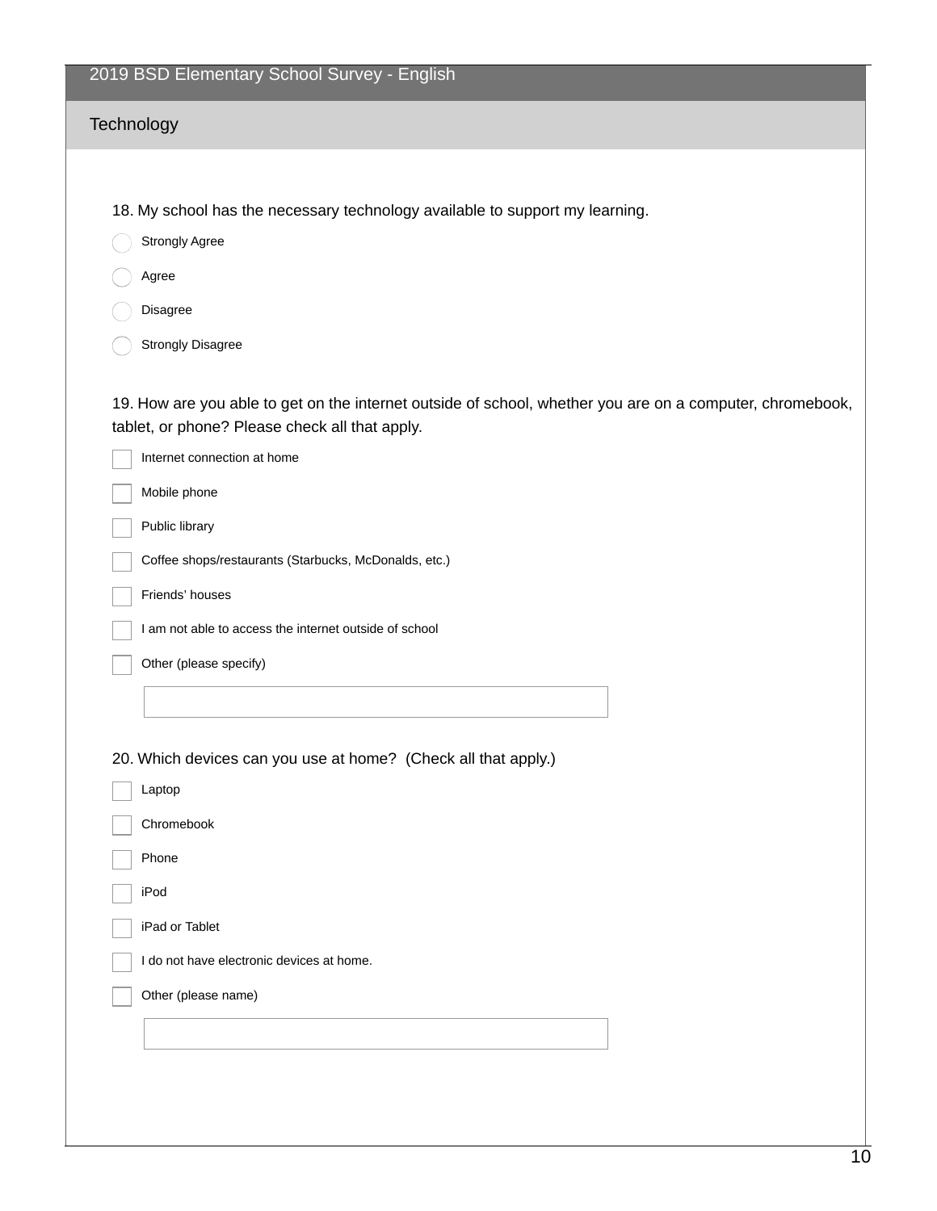## 2019 BSD Elementary School Survey - English

### Technology

18. My school has the necessary technology available to support my learning.

- ○ Strongly Agree
- ○ Agree
- ○ Disagree
- ○ Strongly Disagree

19. How are you able to get on the internet outside of school, whether you are on a computer, chromebook, tablet, or phone? Please check all that apply.

- ☐ Internet connection at home
- ☐ Mobile phone
- ☐ Public library
- ☐ Coffee shops/restaurants (Starbucks, McDonalds, etc.)
- ☐ Friends' houses
- ☐ I am not able to access the internet outside of school
- ☐ Other (please specify)

\_\_\_\_\_\_\_\_\_\_\_\_\_\_\_\_\_\_\_\_\_\_\_\_\_\_\_\_\_\_

20. Which devices can you use at home? (Check all that apply.)

- ☐ Laptop
- ☐ Chromebook
- ☐ Phone
- ☐ iPod
- ☐ iPad or Tablet
- ☐ I do not have electronic devices at home.
- ☐ Other (please name)

\_\_\_\_\_\_\_\_\_\_\_\_\_\_\_\_\_\_\_\_\_\_\_\_\_\_\_\_\_\_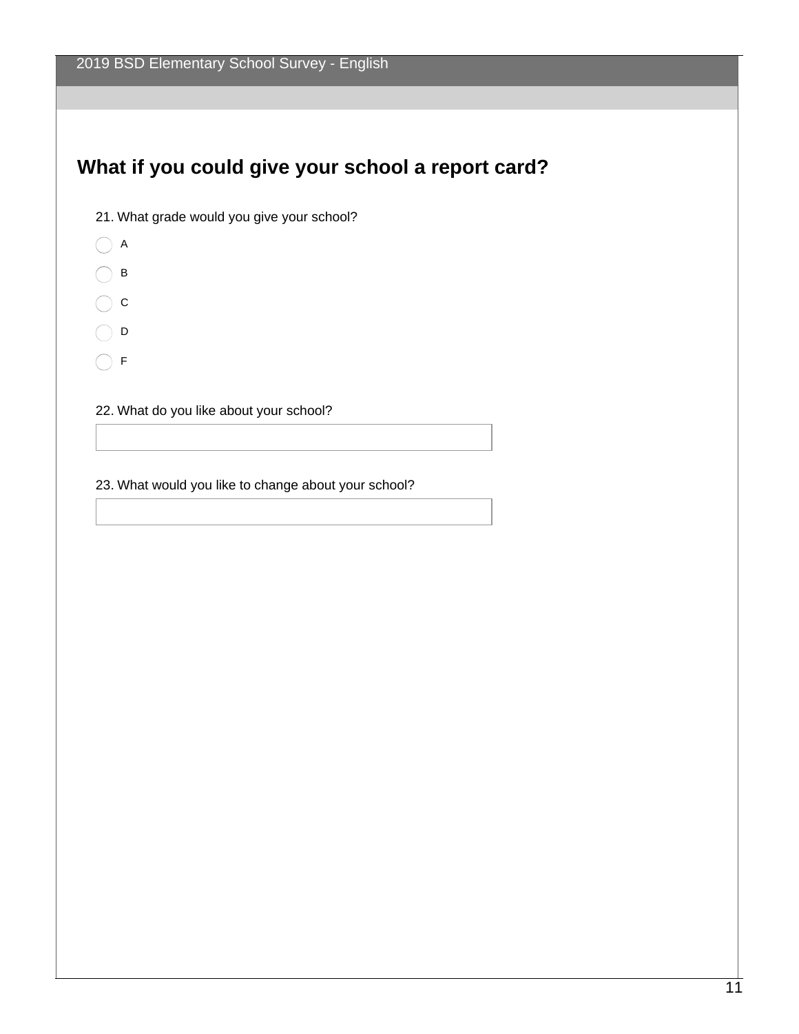## What if you could give your school a report card?

21. What grade would you give your school?

- A
- B
- C
- D
- F

22. What do you like about your school?

23. What would you like to change about your school?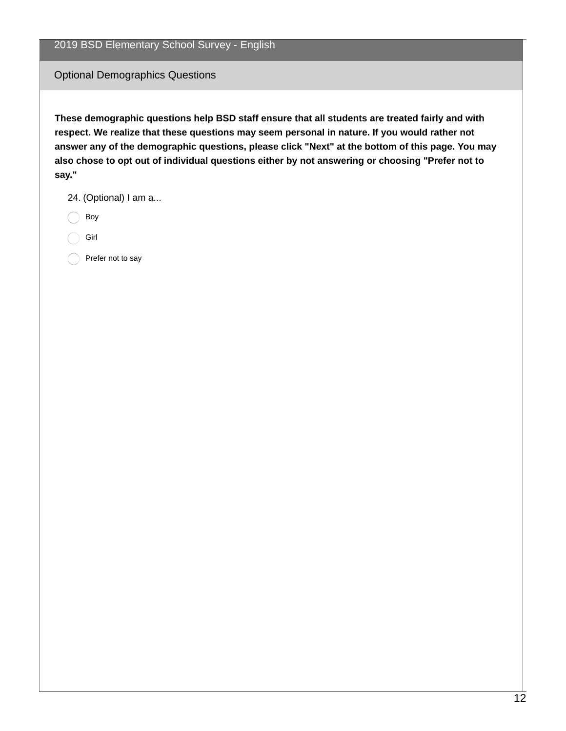# 2019 BSD Elementary School Survey - English

## Optional Demographics Questions

**These demographic questions help BSD staff ensure that all students are treated fairly and with respect. We realize that these questions may seem personal in nature. If you would rather not answer any of the demographic questions, please click "Next" at the bottom of this page. You may also chose to opt out of individual questions either by not answering or choosing "Prefer not to say."**

24. (Optional) I am a...

- ◯ Boy
- ◯ Girl
- ◯ Prefer not to say